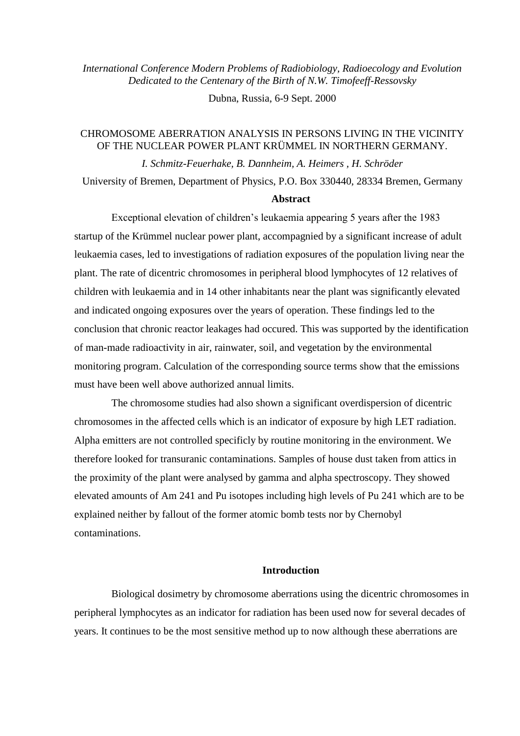*International Conference Modern Problems of Radiobiology, Radioecology and Evolution Dedicated to the Centenary of the Birth of N.W. Timofeeff-Ressovsky*

Dubna, Russia, 6-9 Sept. 2000

# CHROMOSOME ABERRATION ANALYSIS IN PERSONS LIVING IN THE VICINITY OF THE NUCLEAR POWER PLANT KRÜMMEL IN NORTHERN GERMANY.

*I. Schmitz-Feuerhake, B. Dannheim, A. Heimers , H. Schröder*

University of Bremen, Department of Physics, P.O. Box 330440, 28334 Bremen, Germany

## Abstract

Exceptional elevation of children's leukaemia appearing 5 years after the 1983 startup of the Krümmel nuclear power plant, accompagnied by a significant increase of adult leukaemia cases, led to investigations of radiation exposures of the population living near the plant. The rate of dicentric chromosomes in peripheral blood lymphocytes of 12 relatives of children with leukaemia and in 14 other inhabitants near the plant was significantly elevated and indicated ongoing exposures over the years of operation. These findings led to the conclusion that chronic reactor leakages had occured. This was supported by the identification of man-made radioactivity in air, rainwater, soil, and vegetation by the environmental monitoring program. Calculation of the corresponding source terms show that the emissions must have been well above authorized annual limits.

The chromosome studies had also shown a significant overdispersion of dicentric chromosomes in the affected cells which is an indicator of exposure by high LET radiation. Alpha emitters are not controlled specificly by routine monitoring in the environment. We therefore looked for transuranic contaminations. Samples of house dust taken from attics in the proximity of the plant were analysed by gamma and alpha spectroscopy. They showed elevated amounts of Am 241 and Pu isotopes including high levels of Pu 241 which are to be explained neither by fallout of the former atomic bomb tests nor by Chernobyl contaminations.

## Introduction

Biological dosimetry by chromosome aberrations using the dicentric chromosomes in peripheral lymphocytes as an indicator for radiation has been used now for several decades of years. It continues to be the most sensitive method up to now although these aberrations are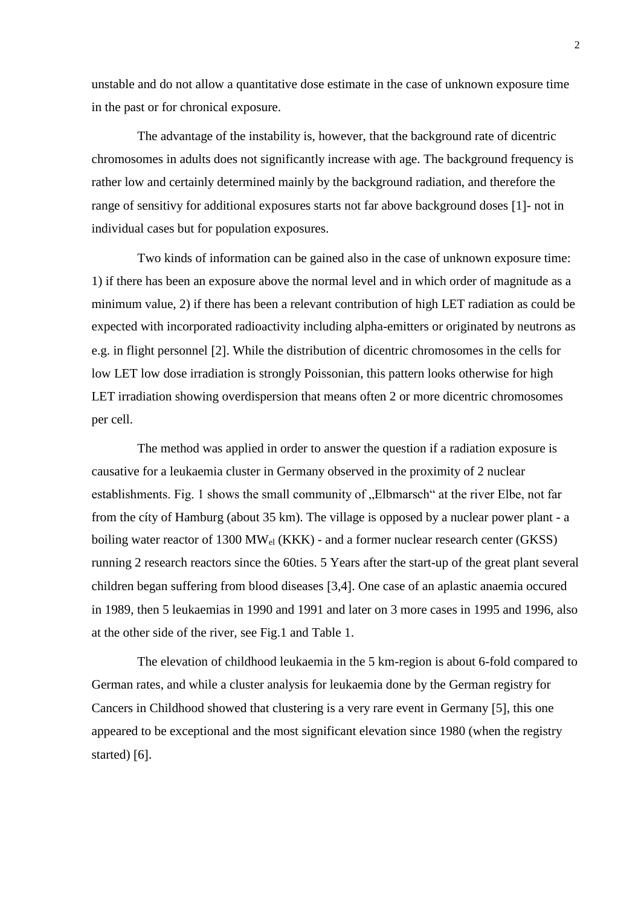unstable and do not allow a quantitative dose estimate in the case of unknown exposure time in the past or for chronical exposure.

The advantage of the instability is, however, that the background rate of dicentric chromosomes in adults does not significantly increase with age. The background frequency is rather low and certainly determined mainly by the background radiation, and therefore the range of sensitivy for additional exposures starts not far above background doses [1]- not in individual cases but for population exposures.

Two kinds of information can be gained also in the case of unknown exposure time: 1) if there has been an exposure above the normal level and in which order of magnitude as a minimum value, 2) if there has been a relevant contribution of high LET radiation as could be expected with incorporated radioactivity including alpha-emitters or originated by neutrons as e.g. in flight personnel [2]. While the distribution of dicentric chromosomes in the cells for low LET low dose irradiation is strongly Poissonian, this pattern looks otherwise for high LET irradiation showing overdispersion that means often 2 or more dicentric chromosomes per cell.

The method was applied in order to answer the question if a radiation exposure is causative for a leukaemia cluster in Germany observed in the proximity of 2 nuclear establishments. Fig. 1 shows the small community of „Elbmarsch" at the river Elbe, not far from the cíty of Hamburg (about 35 km). The village is opposed by a nuclear power plant - a boiling water reactor of 1300 $MW_{el}$ (KKK) - and a former nuclear research center (GKSS) running 2 research reactors since the 60ties. 5 Years after the start-up of the great plant several children began suffering from blood diseases [3,4]. One case of an aplastic anaemia occured in 1989, then 5 leukaemias in 1990 and 1991 and later on 3 more cases in 1995 and 1996, also at the other side of the river, see Fig.1 and Table 1.

The elevation of childhood leukaemia in the 5 km-region is about 6-fold compared to German rates, and while a cluster analysis for leukaemia done by the German registry for Cancers in Childhood showed that clustering is a very rare event in Germany [5], this one appeared to be exceptional and the most significant elevation since 1980 (when the registry started) [6].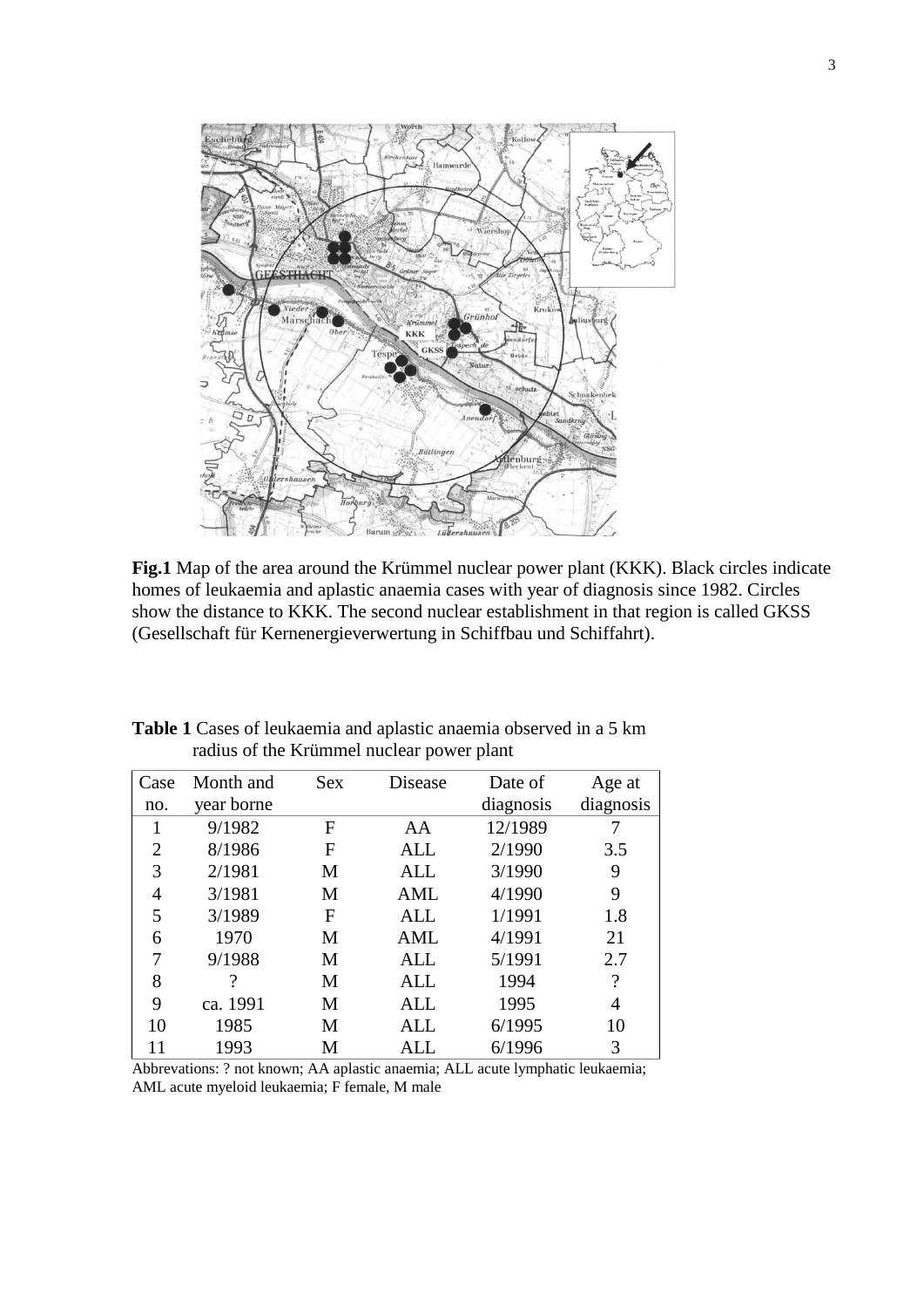**Fig.1** Map of the area around the Krümmel nuclear power plant (KKK). Black circles indicate homes of leukaemia and aplastic anaemia cases with year of diagnosis since 1982. Circles show the distance to KKK. The second nuclear establishment in that region is called GKSS (Gesellschaft für Kernenergieverwertung in Schiffbau und Schiffahrt).

**Table 1** Cases of leukaemia and aplastic anaemia observed in a 5 km radius of the Krümmel nuclear power plant

| Case no. | Month and year borne | Sex | Disease | Date of diagnosis | Age at diagnosis |
|---|---|---|---|---|---|
| 1 | 9/1982 | F | AA | 12/1989 | 7 |
| 2 | 8/1986 | F | ALL | 2/1990 | 3.5 |
| 3 | 2/1981 | M | ALL | 3/1990 | 9 |
| 4 | 3/1981 | M | AML | 4/1990 | 9 |
| 5 | 3/1989 | F | ALL | 1/1991 | 1.8 |
| 6 | 1970 | M | AML | 4/1991 | 21 |
| 7 | 9/1988 | M | ALL | 5/1991 | 2.7 |
| 8 | ? | M | ALL | 1994 | ? |
| 9 | ca. 1991 | M | ALL | 1995 | 4 |
| 10 | 1985 | M | ALL | 6/1995 | 10 |
| 11 | 1993 | M | ALL | 6/1996 | 3 |

Abbrevations: ? not known; AA aplastic anaemia; ALL acute lymphatic leukaemia; AML acute myeloid leukaemia; F female, M male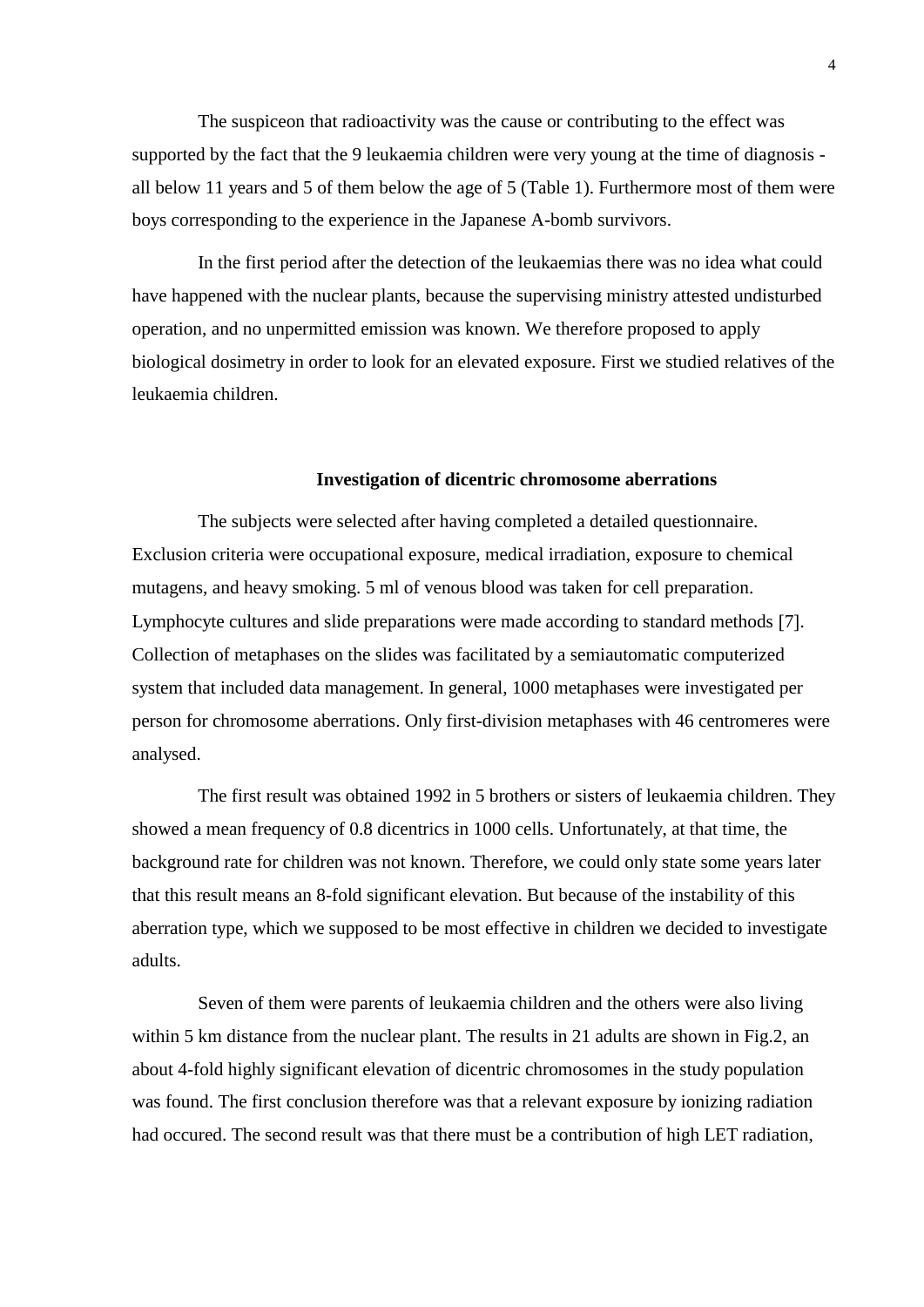The suspiceon that radioactivity was the cause or contributing to the effect was supported by the fact that the 9 leukaemia children were very young at the time of diagnosis - all below 11 years and 5 of them below the age of 5 (Table 1). Furthermore most of them were boys corresponding to the experience in the Japanese A-bomb survivors.

In the first period after the detection of the leukaemias there was no idea what could have happened with the nuclear plants, because the supervising ministry attested undisturbed operation, and no unpermitted emission was known. We therefore proposed to apply biological dosimetry in order to look for an elevated exposure. First we studied relatives of the leukaemia children.

### Investigation of dicentric chromosome aberrations

The subjects were selected after having completed a detailed questionnaire. Exclusion criteria were occupational exposure, medical irradiation, exposure to chemical mutagens, and heavy smoking. 5 ml of venous blood was taken for cell preparation. Lymphocyte cultures and slide preparations were made according to standard methods [7]. Collection of metaphases on the slides was facilitated by a semiautomatic computerized system that included data management. In general, 1000 metaphases were investigated per person for chromosome aberrations. Only first-division metaphases with 46 centromeres were analysed.

The first result was obtained 1992 in 5 brothers or sisters of leukaemia children. They showed a mean frequency of 0.8 dicentrics in 1000 cells. Unfortunately, at that time, the background rate for children was not known. Therefore, we could only state some years later that this result means an 8-fold significant elevation. But because of the instability of this aberration type, which we supposed to be most effective in children we decided to investigate adults.

Seven of them were parents of leukaemia children and the others were also living within 5 km distance from the nuclear plant. The results in 21 adults are shown in Fig.2, an about 4-fold highly significant elevation of dicentric chromosomes in the study population was found. The first conclusion therefore was that a relevant exposure by ionizing radiation had occured. The second result was that there must be a contribution of high LET radiation,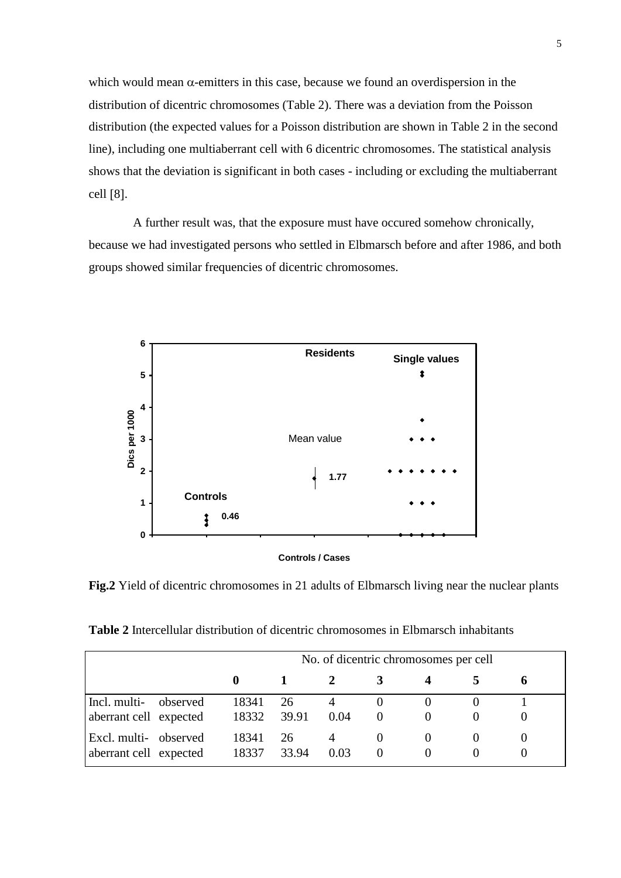which would mean α-emitters in this case, because we found an overdispersion in the distribution of dicentric chromosomes (Table 2). There was a deviation from the Poisson distribution (the expected values for a Poisson distribution are shown in Table 2 in the second line), including one multiaberrant cell with 6 dicentric chromosomes. The statistical analysis shows that the deviation is significant in both cases - including or excluding the multiaberrant cell [8].

A further result was, that the exposure must have occured somehow chronically, because we had investigated persons who settled in Elbmarsch before and after 1986, and both groups showed similar frequencies of dicentric chromosomes.

**Fig.2** Yield of dicentric chromosomes in 21 adults of Elbmarsch living near the nuclear plants

**Table 2** Intercellular distribution of dicentric chromosomes in Elbmarsch inhabitants

| | | No. of dicentric chromosomes per cell | | | | | | |
|---|---|---|---|---|---|---|---|---|
| | | **0** | **1** | **2** | **3** | **4** | **5** | **6** |
| Incl. multi- | observed | 18341 | 26 | 4 | 0 | 0 | 0 | 1 |
| aberrant cell | expected | 18332 | 39.91 | 0.04 | 0 | 0 | 0 | 0 |
| Excl. multi- | observed | 18341 | 26 | 4 | 0 | 0 | 0 | 0 |
| aberrant cell | expected | 18337 | 33.94 | 0.03 | 0 | 0 | 0 | 0 |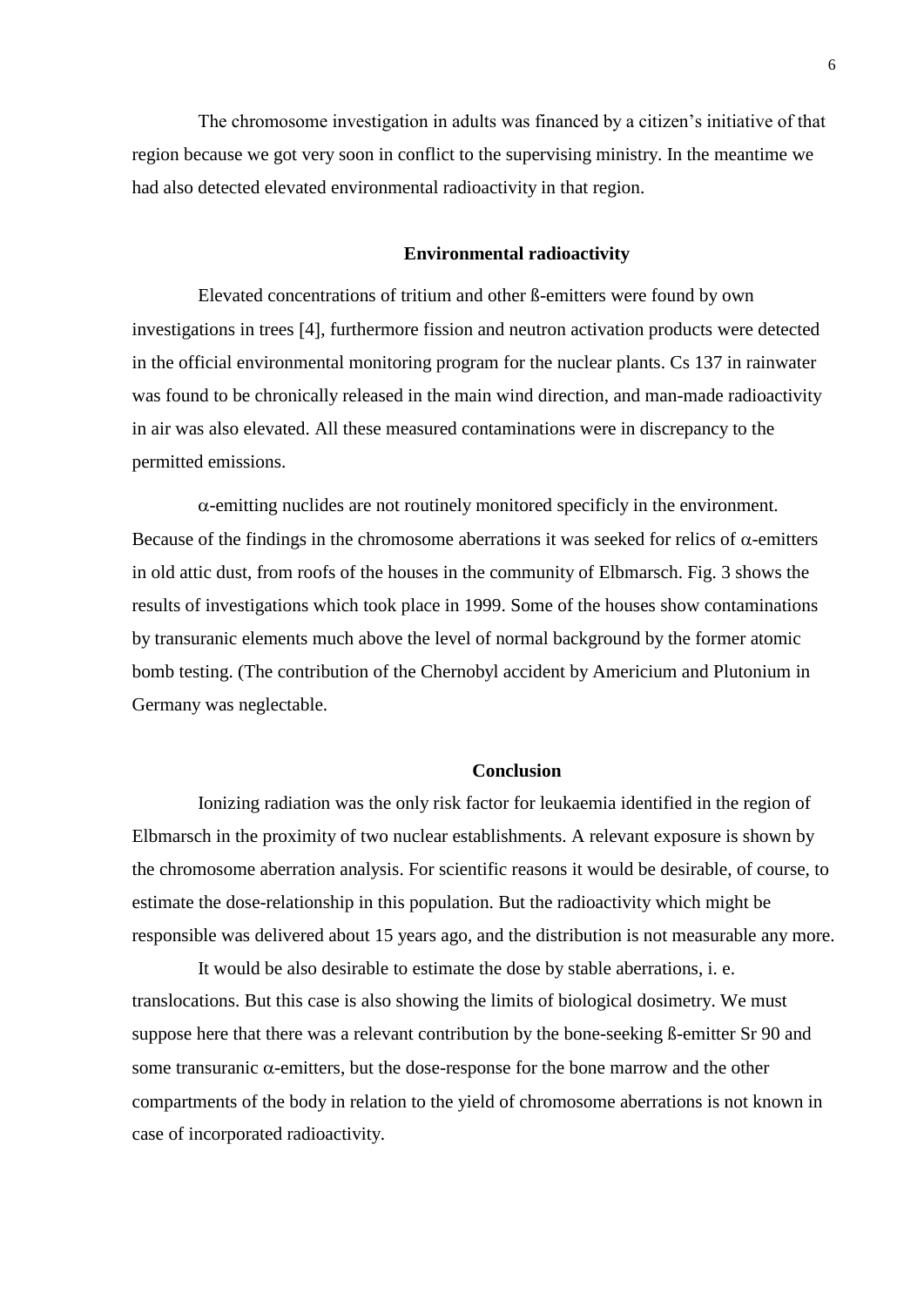The chromosome investigation in adults was financed by a citizen's initiative of that region because we got very soon in conflict to the supervising ministry. In the meantime we had also detected elevated environmental radioactivity in that region.

## Environmental radioactivity

Elevated concentrations of tritium and other ß-emitters were found by own investigations in trees [4], furthermore fission and neutron activation products were detected in the official environmental monitoring program for the nuclear plants. Cs 137 in rainwater was found to be chronically released in the main wind direction, and man-made radioactivity in air was also elevated. All these measured contaminations were in discrepancy to the permitted emissions.

$\alpha$-emitting nuclides are not routinely monitored specificly in the environment. Because of the findings in the chromosome aberrations it was seeked for relics of $\alpha$-emitters in old attic dust, from roofs of the houses in the community of Elbmarsch. Fig. 3 shows the results of investigations which took place in 1999. Some of the houses show contaminations by transuranic elements much above the level of normal background by the former atomic bomb testing. (The contribution of the Chernobyl accident by Americium and Plutonium in Germany was neglectable.

## Conclusion

Ionizing radiation was the only risk factor for leukaemia identified in the region of Elbmarsch in the proximity of two nuclear establishments. A relevant exposure is shown by the chromosome aberration analysis. For scientific reasons it would be desirable, of course, to estimate the dose-relationship in this population. But the radioactivity which might be responsible was delivered about 15 years ago, and the distribution is not measurable any more.

It would be also desirable to estimate the dose by stable aberrations, i. e. translocations. But this case is also showing the limits of biological dosimetry. We must suppose here that there was a relevant contribution by the bone-seeking ß-emitter Sr 90 and some transuranic $\alpha$-emitters, but the dose-response for the bone marrow and the other compartments of the body in relation to the yield of chromosome aberrations is not known in case of incorporated radioactivity.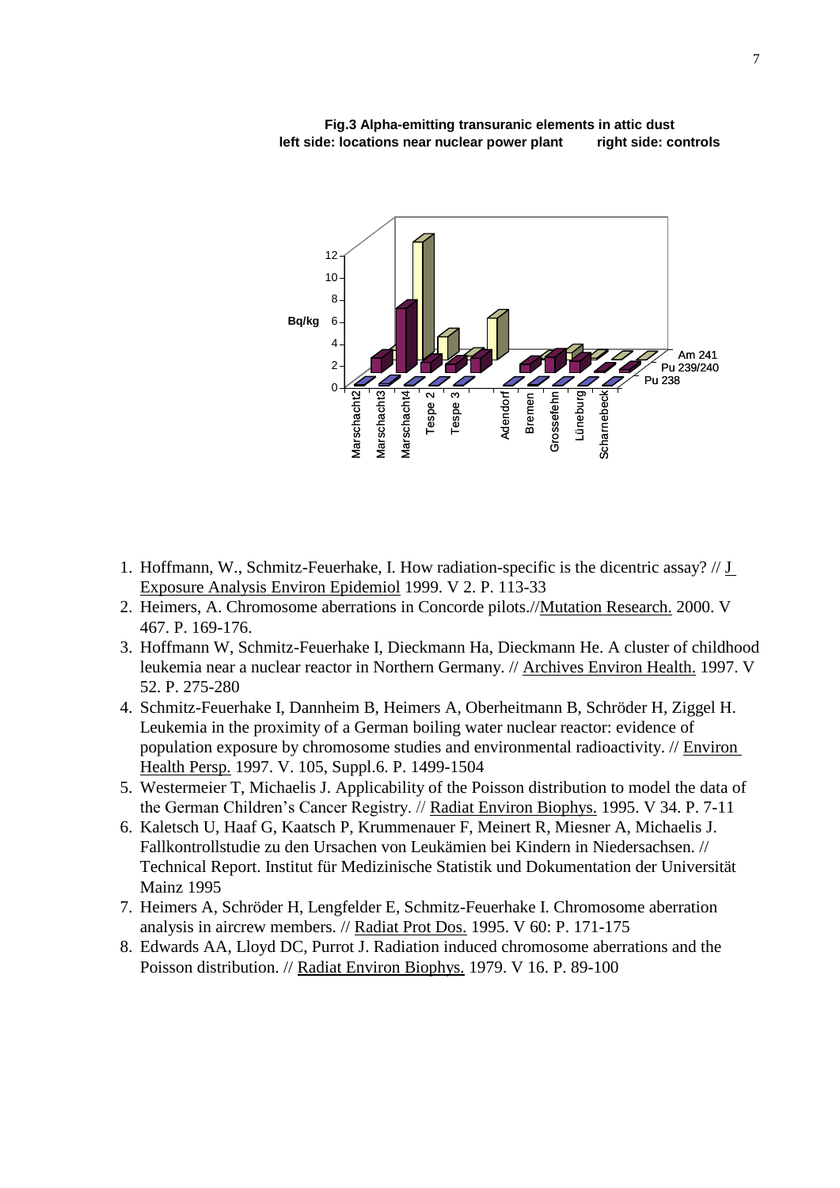**Fig.3 Alpha-emitting transuranic elements in attic dust**
**left side: locations near nuclear power plant right side: controls**

Bq/kg

0
2
4
6
8
10
12

Marschacht2
Marschacht3
Marschacht4
Tespe 2
Tespe 3
Adendorf
Bremen
Grossefehn
Lüneburg
Scharnebeck

Am 241
Pu 239/240
Pu 238

1. Hoffmann, W., Schmitz-Feuerhake, I. How radiation-specific is the dicentric assay? // J Exposure Analysis Environ Epidemiol 1999. V 2. P. 113-33
2. Heimers, A. Chromosome aberrations in Concorde pilots.//Mutation Research. 2000. V 467. P. 169-176.
3. Hoffmann W, Schmitz-Feuerhake I, Dieckmann Ha, Dieckmann He. A cluster of childhood leukemia near a nuclear reactor in Northern Germany. // Archives Environ Health. 1997. V 52. P. 275-280
4. Schmitz-Feuerhake I, Dannheim B, Heimers A, Oberheitmann B, Schröder H, Ziggel H. Leukemia in the proximity of a German boiling water nuclear reactor: evidence of population exposure by chromosome studies and environmental radioactivity. // Environ Health Persp. 1997. V. 105, Suppl.6. P. 1499-1504
5. Westermeier T, Michaelis J. Applicability of the Poisson distribution to model the data of the German Children's Cancer Registry. // Radiat Environ Biophys. 1995. V 34. P. 7-11
6. Kaletsch U, Haaf G, Kaatsch P, Krummenauer F, Meinert R, Miesner A, Michaelis J. Fallkontrollstudie zu den Ursachen von Leukämien bei Kindern in Niedersachsen. // Technical Report. Institut für Medizinische Statistik und Dokumentation der Universität Mainz 1995
7. Heimers A, Schröder H, Lengfelder E, Schmitz-Feuerhake I. Chromosome aberration analysis in aircrew members. // Radiat Prot Dos. 1995. V 60: P. 171-175
8. Edwards AA, Lloyd DC, Purrot J. Radiation induced chromosome aberrations and the Poisson distribution. // Radiat Environ Biophys. 1979. V 16. P. 89-100